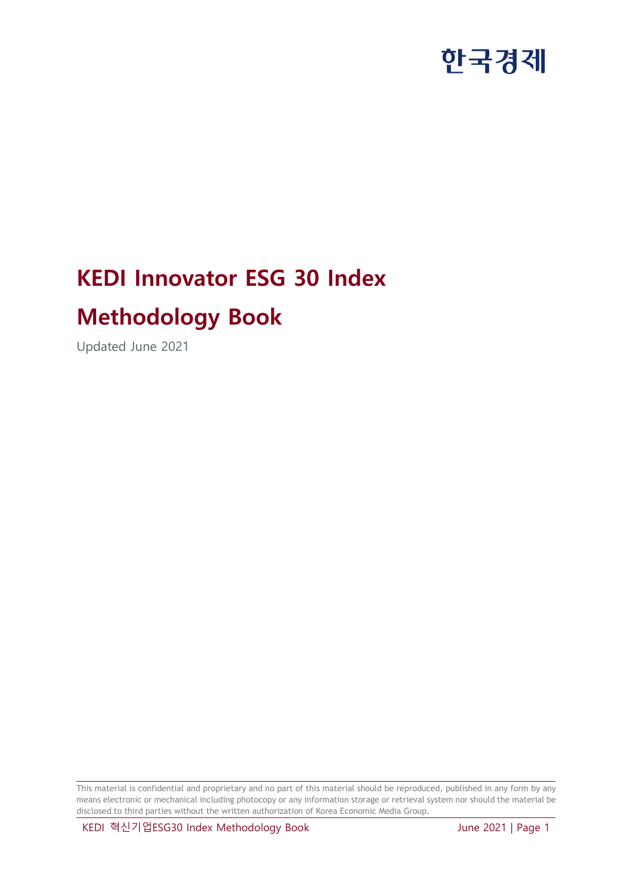한국경제

# KEDI Innovator ESG 30 Index

# Methodology Book

Updated June 2021

This material is confidential and proprietary and no part of this material should be reproduced, published in any form by any means electronic or mechanical including photocopy or any information storage or retrieval system nor should the material be disclosed to third parties without the written authorization of Korea Economic Media Group.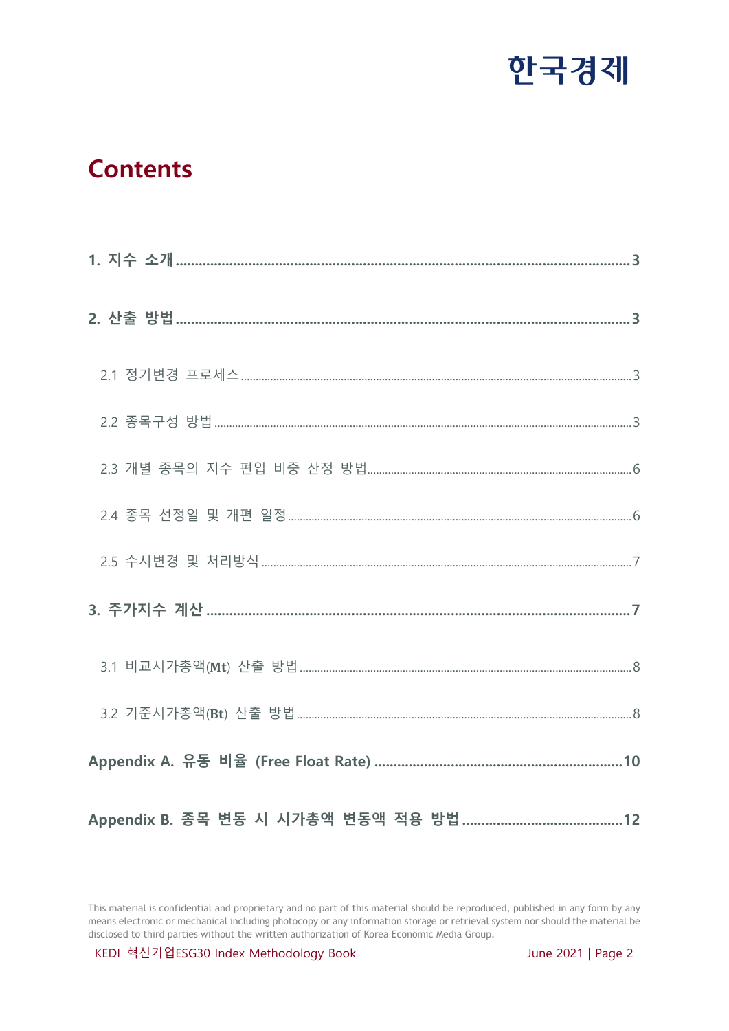# Contents

**1. 지수 소개 .......... 3**

**2. 산출 방법 .......... 3**

2.1 정기변경 프로세스 .......... 3

2.2 종목구성 방법 .......... 3

2.3 개별 종목의 지수 편입 비중 산정 방법 .......... 6

2.4 종목 선정일 및 개편 일정 .......... 6

2.5 수시변경 및 처리방식 .......... 7

**3. 주가지수 계산 .......... 7**

3.1 비교시가총액(**Mt**) 산출 방법 .......... 8

3.2 기준시가총액(**Bt**) 산출 방법 .......... 8

**Appendix A. 유동 비율 (Free Float Rate) .......... 10**

**Appendix B. 종목 변동 시 시가총액 변동액 적용 방법 .......... 12**

This material is confidential and proprietary and no part of this material should be reproduced, published in any form by any means electronic or mechanical including photocopy or any information storage or retrieval system nor should the material be disclosed to third parties without the written authorization of Korea Economic Media Group.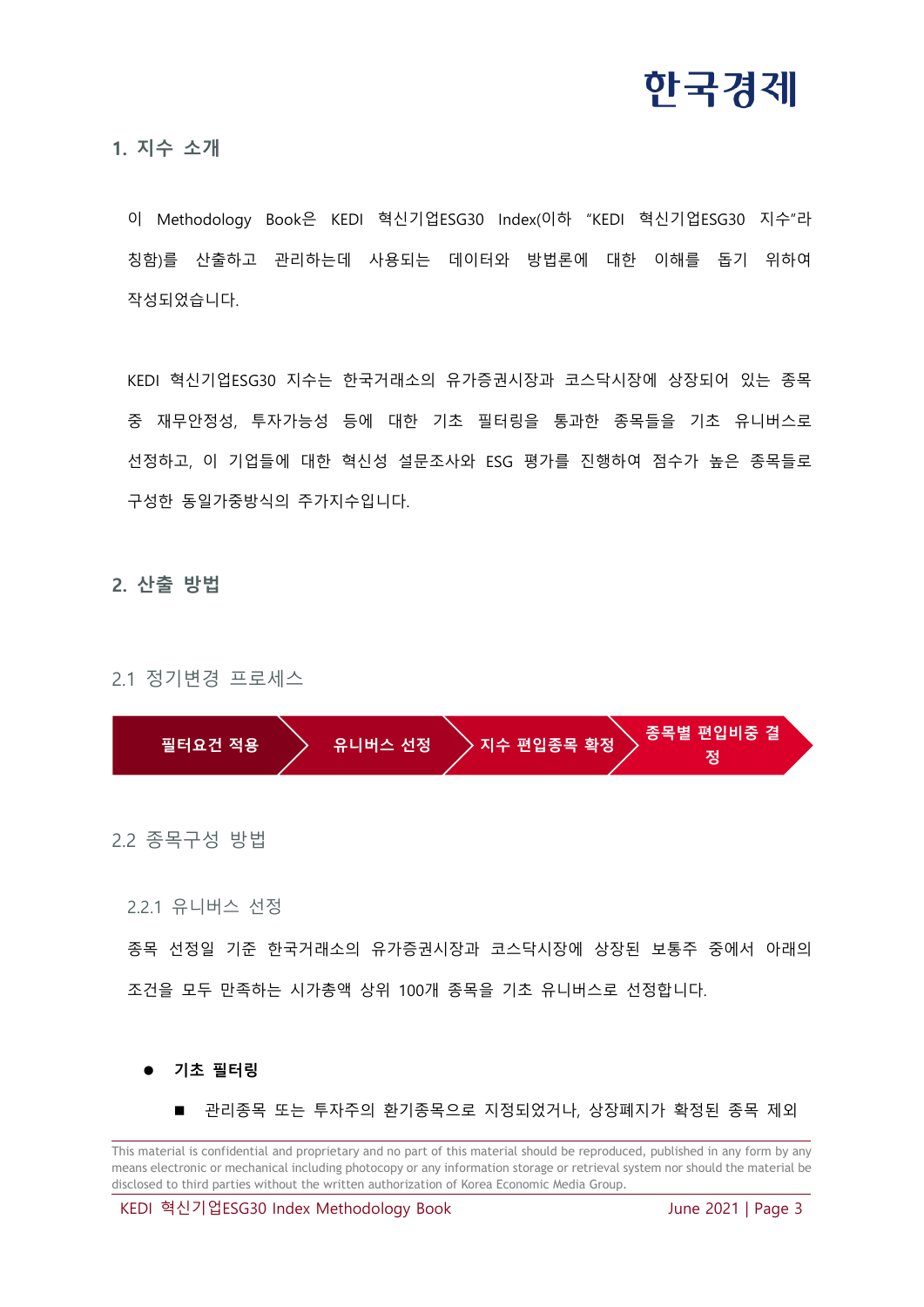## 1. 지수 소개

이 Methodology Book은 KEDI 혁신기업ESG30 Index(이하 "KEDI 혁신기업ESG30 지수"라 칭함)를 산출하고 관리하는데 사용되는 데이터와 방법론에 대한 이해를 돕기 위하여 작성되었습니다.

KEDI 혁신기업ESG30 지수는 한국거래소의 유가증권시장과 코스닥시장에 상장되어 있는 종목 중 재무안정성, 투자가능성 등에 대한 기초 필터링을 통과한 종목들을 기초 유니버스로 선정하고, 이 기업들에 대한 혁신성 설문조사와 ESG 평가를 진행하여 점수가 높은 종목들로 구성한 동일가중방식의 주가지수입니다.

## 2. 산출 방법

### 2.1 정기변경 프로세스

필터요건 적용 → 유니버스 선정 → 지수 편입종목 확정 → 종목별 편입비중 결정

### 2.2 종목구성 방법

#### 2.2.1 유니버스 선정

종목 선정일 기준 한국거래소의 유가증권시장과 코스닥시장에 상장된 보통주 중에서 아래의 조건을 모두 만족하는 시가총액 상위 100개 종목을 기초 유니버스로 선정합니다.

- **기초 필터링**
  - 관리종목 또는 투자주의 환기종목으로 지정되었거나, 상장폐지가 확정된 종목 제외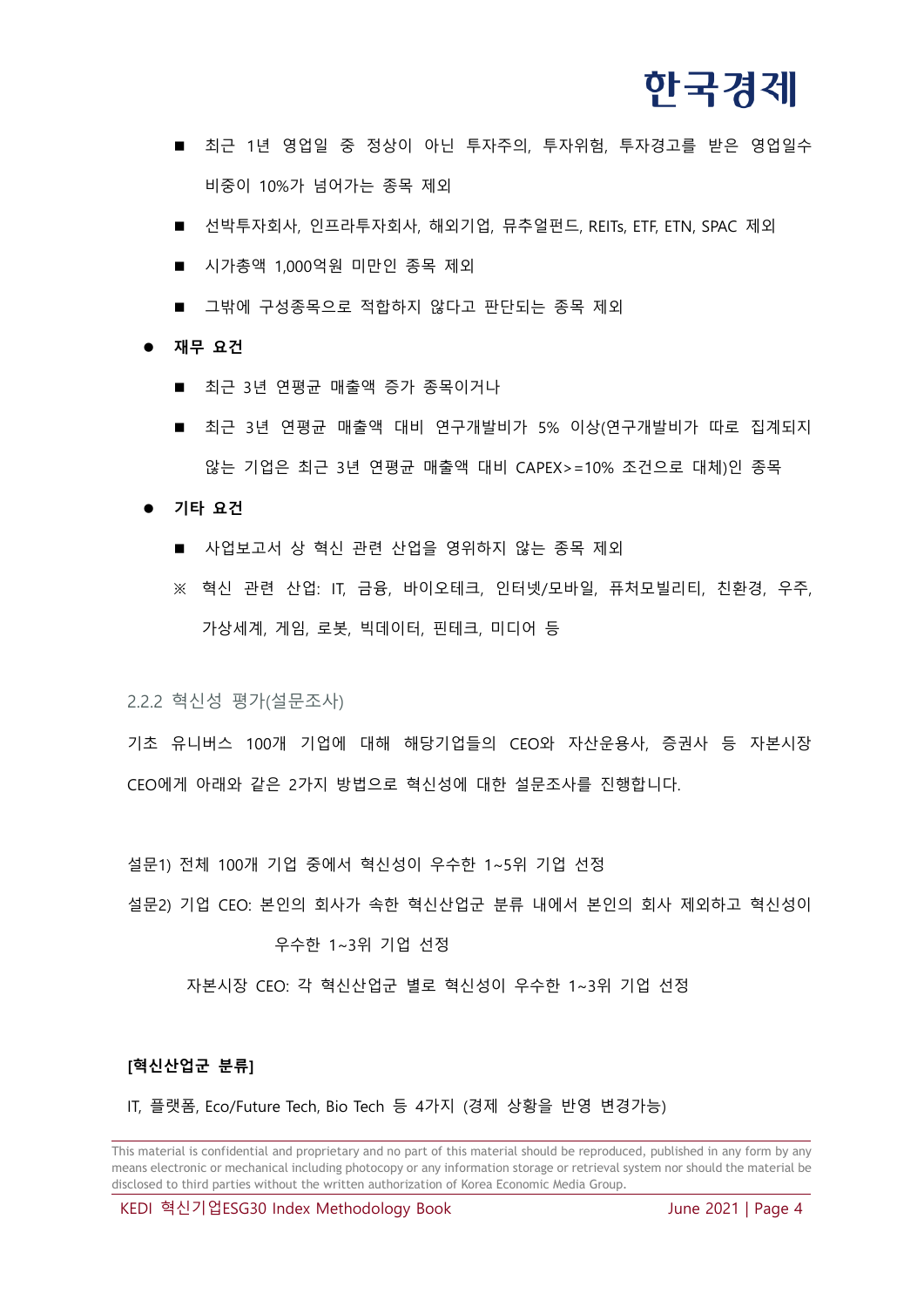- 최근 1년 영업일 중 정상이 아닌 투자주의, 투자위험, 투자경고를 받은 영업일수 비중이 10%가 넘어가는 종목 제외
- 선박투자회사, 인프라투자회사, 해외기업, 뮤추얼펀드, REITs, ETF, ETN, SPAC 제외
- 시가총액 1,000억원 미만인 종목 제외
- 그밖에 구성종목으로 적합하지 않다고 판단되는 종목 제외

- **재무 요건**
  - 최근 3년 연평균 매출액 증가 종목이거나
  - 최근 3년 연평균 매출액 대비 연구개발비가 5% 이상(연구개발비가 따로 집계되지 않는 기업은 최근 3년 연평균 매출액 대비 CAPEX>=10% 조건으로 대체)인 종목

- **기타 요건**
  - 사업보고서 상 혁신 관련 산업을 영위하지 않는 종목 제외

  ※ 혁신 관련 산업: IT, 금융, 바이오테크, 인터넷/모바일, 퓨처모빌리티, 친환경, 우주, 가상세계, 게임, 로봇, 빅데이터, 핀테크, 미디어 등

### 2.2.2 혁신성 평가(설문조사)

기초 유니버스 100개 기업에 대해 해당기업들의 CEO와 자산운용사, 증권사 등 자본시장 CEO에게 아래와 같은 2가지 방법으로 혁신성에 대한 설문조사를 진행합니다.

설문1) 전체 100개 기업 중에서 혁신성이 우수한 1~5위 기업 선정

설문2) 기업 CEO: 본인의 회사가 속한 혁신산업군 분류 내에서 본인의 회사 제외하고 혁신성이 우수한 1~3위 기업 선정

자본시장 CEO: 각 혁신산업군 별로 혁신성이 우수한 1~3위 기업 선정

**[혁신산업군 분류]**

IT, 플랫폼, Eco/Future Tech, Bio Tech 등 4가지 (경제 상황을 반영 변경가능)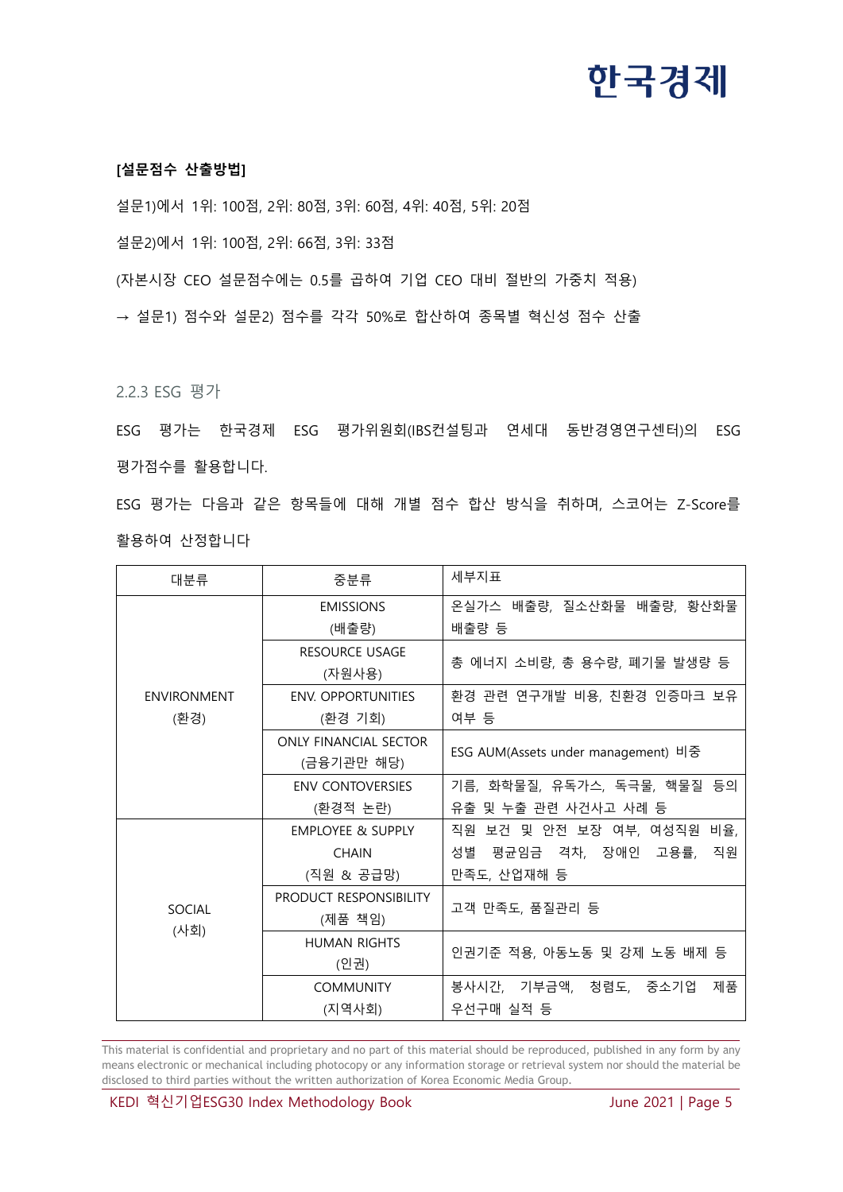**[설문점수 산출방법]**

설문1)에서 1위: 100점, 2위: 80점, 3위: 60점, 4위: 40점, 5위: 20점

설문2)에서 1위: 100점, 2위: 66점, 3위: 33점

(자본시장 CEO 설문점수에는 0.5를 곱하여 기업 CEO 대비 절반의 가중치 적용)

→ 설문1) 점수와 설문2) 점수를 각각 50%로 합산하여 종목별 혁신성 점수 산출

### 2.2.3 ESG 평가

ESG 평가는 한국경제 ESG 평가위원회(IBS컨설팅과 연세대 동반경영연구센터)의 ESG 평가점수를 활용합니다.

ESG 평가는 다음과 같은 항목들에 대해 개별 점수 합산 방식을 취하며, 스코어는 Z-Score를 활용하여 산정합니다

| 대분류 | 중분류 | 세부지표 |
|---|---|---|
| ENVIRONMENT (환경) | EMISSIONS (배출량) | 온실가스 배출량, 질소산화물 배출량, 황산화물 배출량 등 |
| | RESOURCE USAGE (자원사용) | 총 에너지 소비량, 총 용수량, 폐기물 발생량 등 |
| | ENV. OPPORTUNITIES (환경 기회) | 환경 관련 연구개발 비용, 친환경 인증마크 보유 여부 등 |
| | ONLY FINANCIAL SECTOR (금융기관만 해당) | ESG AUM(Assets under management) 비중 |
| | ENV CONTOVERSIES (환경적 논란) | 기름, 화학물질, 유독가스, 독극물, 핵물질 등의 유출 및 누출 관련 사건사고 사례 등 |
| SOCIAL (사회) | EMPLOYEE & SUPPLY CHAIN (직원 & 공급망) | 직원 보건 및 안전 보장 여부, 여성직원 비율, 성별 평균임금 격차, 장애인 고용률, 직원 만족도, 산업재해 등 |
| | PRODUCT RESPONSIBILITY (제품 책임) | 고객 만족도, 품질관리 등 |
| | HUMAN RIGHTS (인권) | 인권기준 적용, 아동노동 및 강제 노동 배제 등 |
| | COMMUNITY (지역사회) | 봉사시간, 기부금액, 청렴도, 중소기업 제품 우선구매 실적 등 |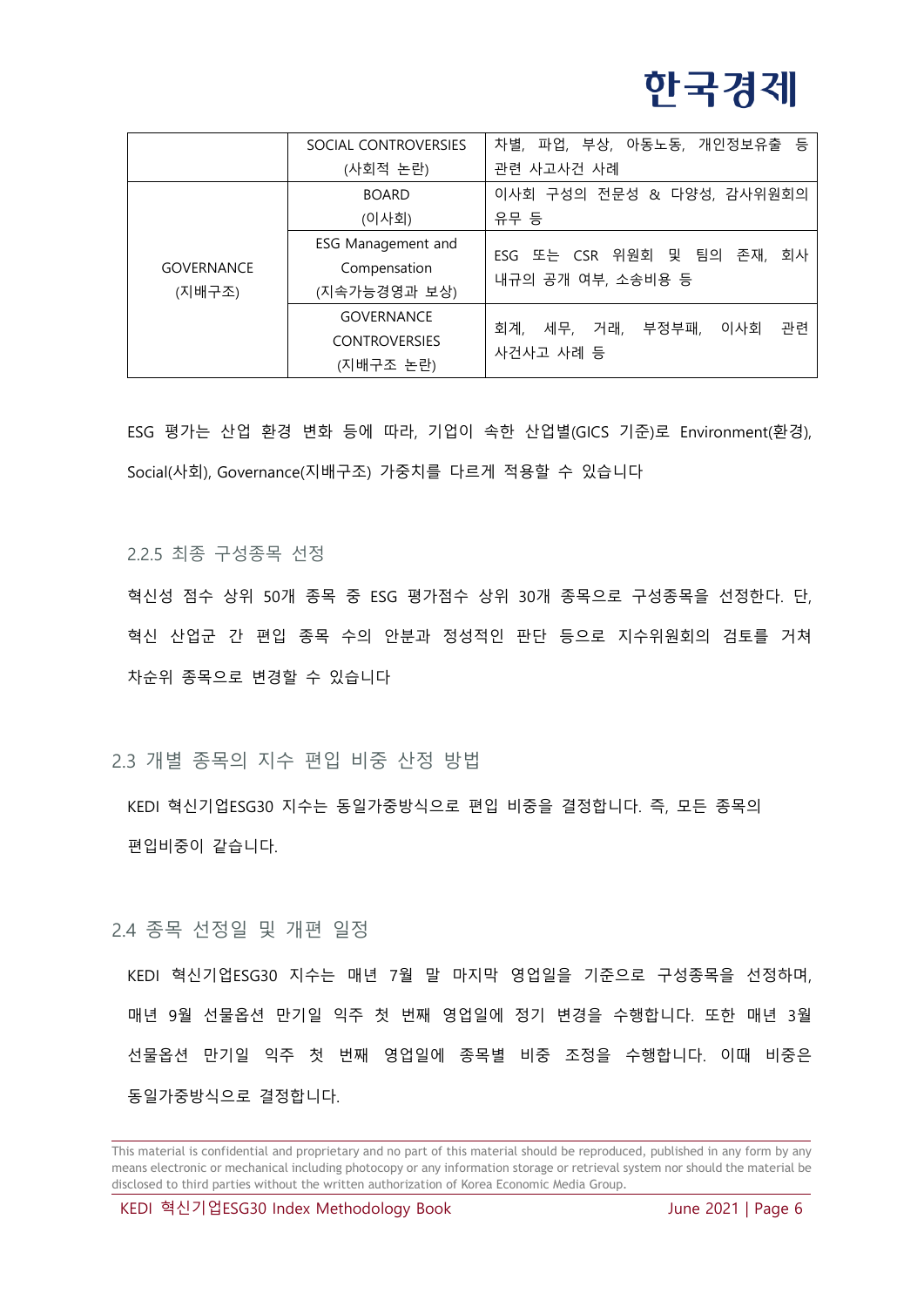| | | |
|---|---|---|
| | SOCIAL CONTROVERSIES (사회적 논란) | 차별, 파업, 부상, 아동노동, 개인정보유출 등 관련 사고사건 사례 |
| GOVERNANCE (지배구조) | BOARD (이사회) | 이사회 구성의 전문성 & 다양성, 감사위원회의 유무 등 |
| | ESG Management and Compensation (지속가능경영과 보상) | ESG 또는 CSR 위원회 및 팀의 존재, 회사 내규의 공개 여부, 소송비용 등 |
| | GOVERNANCE CONTROVERSIES (지배구조 논란) | 회계, 세무, 거래, 부정부패, 이사회 관련 사건사고 사례 등 |

ESG 평가는 산업 환경 변화 등에 따라, 기업이 속한 산업별(GICS 기준)로 Environment(환경), Social(사회), Governance(지배구조) 가중치를 다르게 적용할 수 있습니다

### 2.2.5 최종 구성종목 선정

혁신성 점수 상위 50개 종목 중 ESG 평가점수 상위 30개 종목으로 구성종목을 선정한다. 단, 혁신 산업군 간 편입 종목 수의 안분과 정성적인 판단 등으로 지수위원회의 검토를 거쳐 차순위 종목으로 변경할 수 있습니다

## 2.3 개별 종목의 지수 편입 비중 산정 방법

KEDI 혁신기업ESG30 지수는 동일가중방식으로 편입 비중을 결정합니다. 즉, 모든 종목의 편입비중이 같습니다.

## 2.4 종목 선정일 및 개편 일정

KEDI 혁신기업ESG30 지수는 매년 7월 말 마지막 영업일을 기준으로 구성종목을 선정하며, 매년 9월 선물옵션 만기일 익주 첫 번째 영업일에 정기 변경을 수행합니다. 또한 매년 3월 선물옵션 만기일 익주 첫 번째 영업일에 종목별 비중 조정을 수행합니다. 이때 비중은 동일가중방식으로 결정합니다.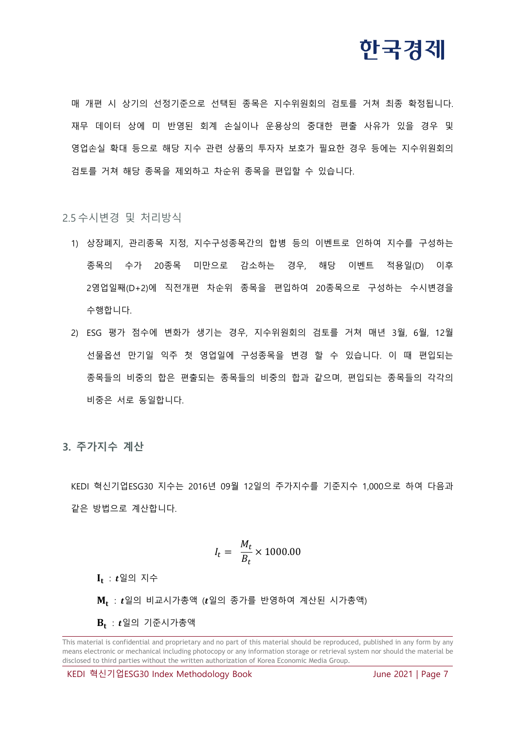매 개편 시 상기의 선정기준으로 선택된 종목은 지수위원회의 검토를 거쳐 최종 확정됩니다. 재무 데이터 상에 미 반영된 회계 손실이나 운용상의 중대한 편출 사유가 있을 경우 및 영업손실 확대 등으로 해당 지수 관련 상품의 투자자 보호가 필요한 경우 등에는 지수위원회의 검토를 거쳐 해당 종목을 제외하고 차순위 종목을 편입할 수 있습니다.

### 2.5 수시변경 및 처리방식

1) 상장폐지, 관리종목 지정, 지수구성종목간의 합병 등의 이벤트로 인하여 지수를 구성하는 종목의 수가 20종목 미만으로 감소하는 경우, 해당 이벤트 적용일(D) 이후 2영업일째(D+2)에 직전개편 차순위 종목을 편입하여 20종목으로 구성하는 수시변경을 수행합니다.
2) ESG 평가 점수에 변화가 생기는 경우, 지수위원회의 검토를 거쳐 매년 3월, 6월, 12월 선물옵션 만기일 익주 첫 영업일에 구성종목을 변경 할 수 있습니다. 이 때 편입되는 종목들의 비중의 합은 편출되는 종목들의 비중의 합과 같으며, 편입되는 종목들의 각각의 비중은 서로 동일합니다.

## 3. 주가지수 계산

KEDI 혁신기업ESG30 지수는 2016년 09월 12일의 주가지수를 기준지수 1,000으로 하여 다음과 같은 방법으로 계산합니다.

$$I_t = \frac{M_t}{B_t} \times 1000.00$$

$\mathbf{I_t}$ : $t$일의 지수

$\mathbf{M_t}$ : $t$일의 비교시가총액 ($t$일의 종가를 반영하여 계산된 시가총액)

$\mathbf{B_t}$ : $t$일의 기준시가총액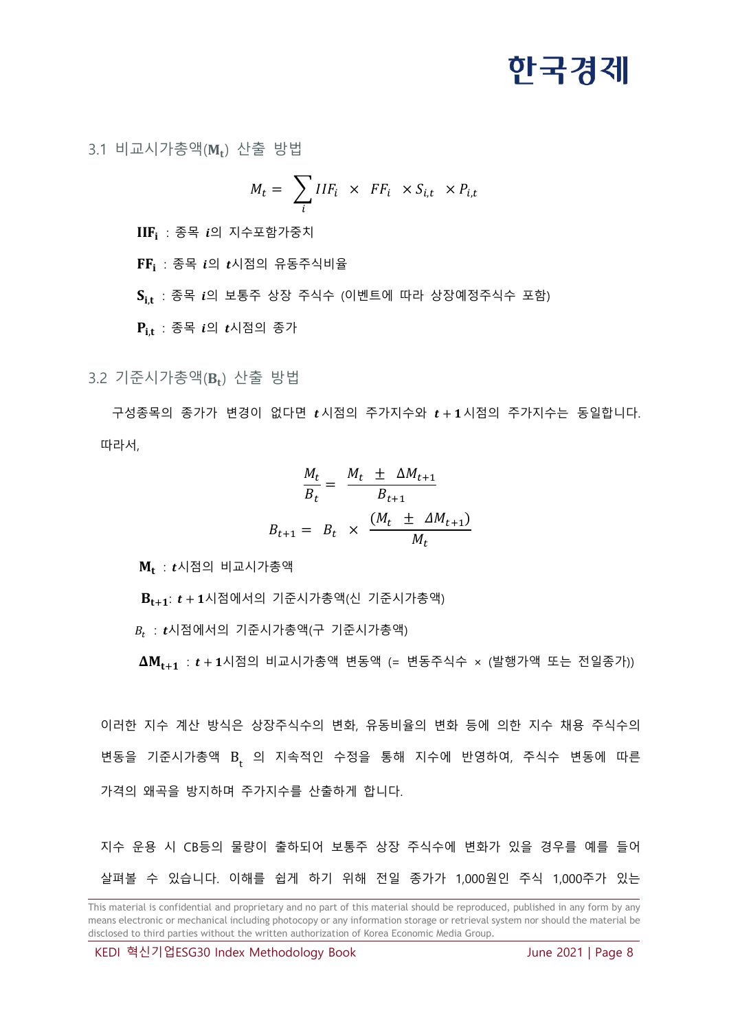### 3.1 비교시가총액($\mathbf{M_t}$) 산출 방법

$$M_t = \sum_i IIF_i \times FF_i \times S_{i,t} \times P_{i,t}$$

$\mathbf{IIF_i}$ : 종목 $\boldsymbol{i}$의 지수포함가중치

$\mathbf{FF_i}$ : 종목 $\boldsymbol{i}$의 $\boldsymbol{t}$시점의 유동주식비율

$\mathbf{S_{i,t}}$ : 종목 $\boldsymbol{i}$의 보통주 상장 주식수 (이벤트에 따라 상장예정주식수 포함)

$\mathbf{P_{i,t}}$ : 종목 $\boldsymbol{i}$의 $\boldsymbol{t}$시점의 종가

### 3.2 기준시가총액($\mathbf{B_t}$) 산출 방법

구성종목의 종가가 변경이 없다면 $\boldsymbol{t}$시점의 주가지수와 $\boldsymbol{t+1}$시점의 주가지수는 동일합니다. 따라서,

$$\frac{M_t}{B_t} = \frac{M_t \pm \Delta M_{t+1}}{B_{t+1}}$$

$$B_{t+1} = B_t \times \frac{(M_t \pm \Delta M_{t+1})}{M_t}$$

$\mathbf{M_t}$ : $\boldsymbol{t}$시점의 비교시가총액

$\mathbf{B_{t+1}}$: $\boldsymbol{t+1}$시점에서의 기준시가총액(신 기준시가총액)

$B_t$ : $\boldsymbol{t}$시점에서의 기준시가총액(구 기준시가총액)

$\mathbf{\Delta M_{t+1}}$ : $\boldsymbol{t+1}$시점의 비교시가총액 변동액 (= 변동주식수 × (발행가액 또는 전일종가))

이러한 지수 계산 방식은 상장주식수의 변화, 유동비율의 변화 등에 의한 지수 채용 주식수의 변동을 기준시가총액 $B_t$ 의 지속적인 수정을 통해 지수에 반영하여, 주식수 변동에 따른 가격의 왜곡을 방지하며 주가지수를 산출하게 합니다.

지수 운용 시 CB등의 물량이 출하되어 보통주 상장 주식수에 변화가 있을 경우를 예를 들어 살펴볼 수 있습니다. 이해를 쉽게 하기 위해 전일 종가가 1,000원인 주식 1,000주가 있는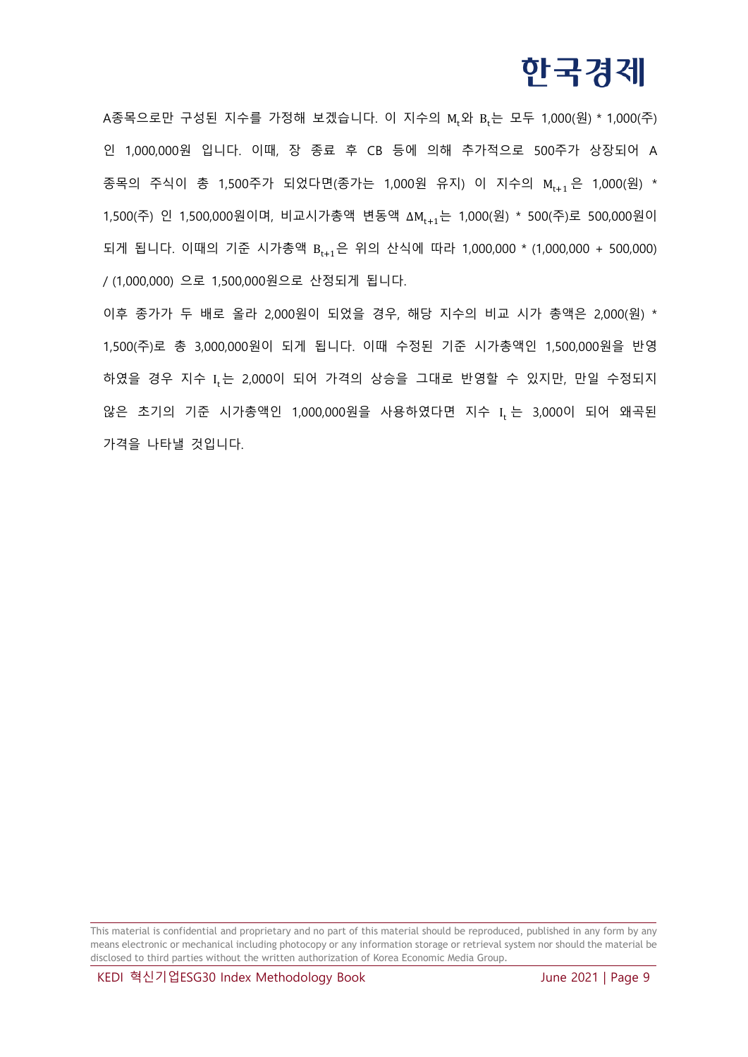A종목으로만 구성된 지수를 가정해 보겠습니다. 이 지수의 $M_t$와 $B_t$는 모두 1,000(원) * 1,000(주)인 1,000,000원 입니다. 이때, 장 종료 후 CB 등에 의해 추가적으로 500주가 상장되어 A 종목의 주식이 총 1,500주가 되었다면(종가는 1,000원 유지) 이 지수의 $M_{t+1}$은 1,000(원) * 1,500(주) 인 1,500,000원이며, 비교시가총액 변동액 $\Delta M_{t+1}$는 1,000(원) * 500(주)로 500,000원이 되게 됩니다. 이때의 기준 시가총액 $B_{t+1}$은 위의 산식에 따라 1,000,000 * (1,000,000 + 500,000) / (1,000,000) 으로 1,500,000원으로 산정되게 됩니다.

이후 종가가 두 배로 올라 2,000원이 되었을 경우, 해당 지수의 비교 시가 총액은 2,000(원) * 1,500(주)로 총 3,000,000원이 되게 됩니다. 이때 수정된 기준 시가총액인 1,500,000원을 반영하였을 경우 지수 $I_t$는 2,000이 되어 가격의 상승을 그대로 반영할 수 있지만, 만일 수정되지 않은 초기의 기준 시가총액인 1,000,000원을 사용하였다면 지수 $I_t$는 3,000이 되어 왜곡된 가격을 나타낼 것입니다.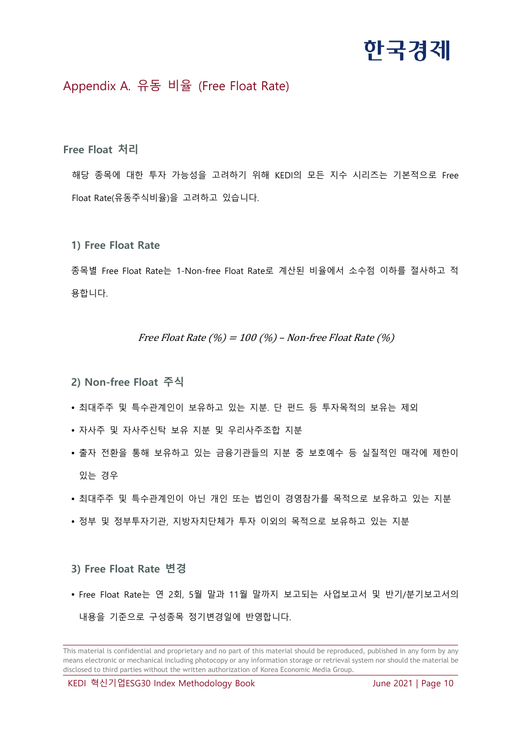## Appendix A. 유동 비율 (Free Float Rate)

### Free Float 처리

해당 종목에 대한 투자 가능성을 고려하기 위해 KEDI의 모든 지수 시리즈는 기본적으로 Free Float Rate(유동주식비율)을 고려하고 있습니다.

#### 1) Free Float Rate

종목별 Free Float Rate는 1-Non-free Float Rate로 계산된 비율에서 소수점 이하를 절사하고 적용합니다.

$$\textit{Free Float Rate}\ (\%) = 100\ (\%) - \textit{Non-free Float Rate}\ (\%)$$

#### 2) Non-free Float 주식

- 최대주주 및 특수관계인이 보유하고 있는 지분. 단 펀드 등 투자목적의 보유는 제외
- 자사주 및 자사주신탁 보유 지분 및 우리사주조합 지분
- 출자 전환을 통해 보유하고 있는 금융기관들의 지분 중 보호예수 등 실질적인 매각에 제한이 있는 경우
- 최대주주 및 특수관계인이 아닌 개인 또는 법인이 경영참가를 목적으로 보유하고 있는 지분
- 정부 및 정부투자기관, 지방자치단체가 투자 이외의 목적으로 보유하고 있는 지분

#### 3) Free Float Rate 변경

- Free Float Rate는 연 2회, 5월 말과 11월 말까지 보고되는 사업보고서 및 반기/분기보고서의 내용을 기준으로 구성종목 정기변경일에 반영합니다.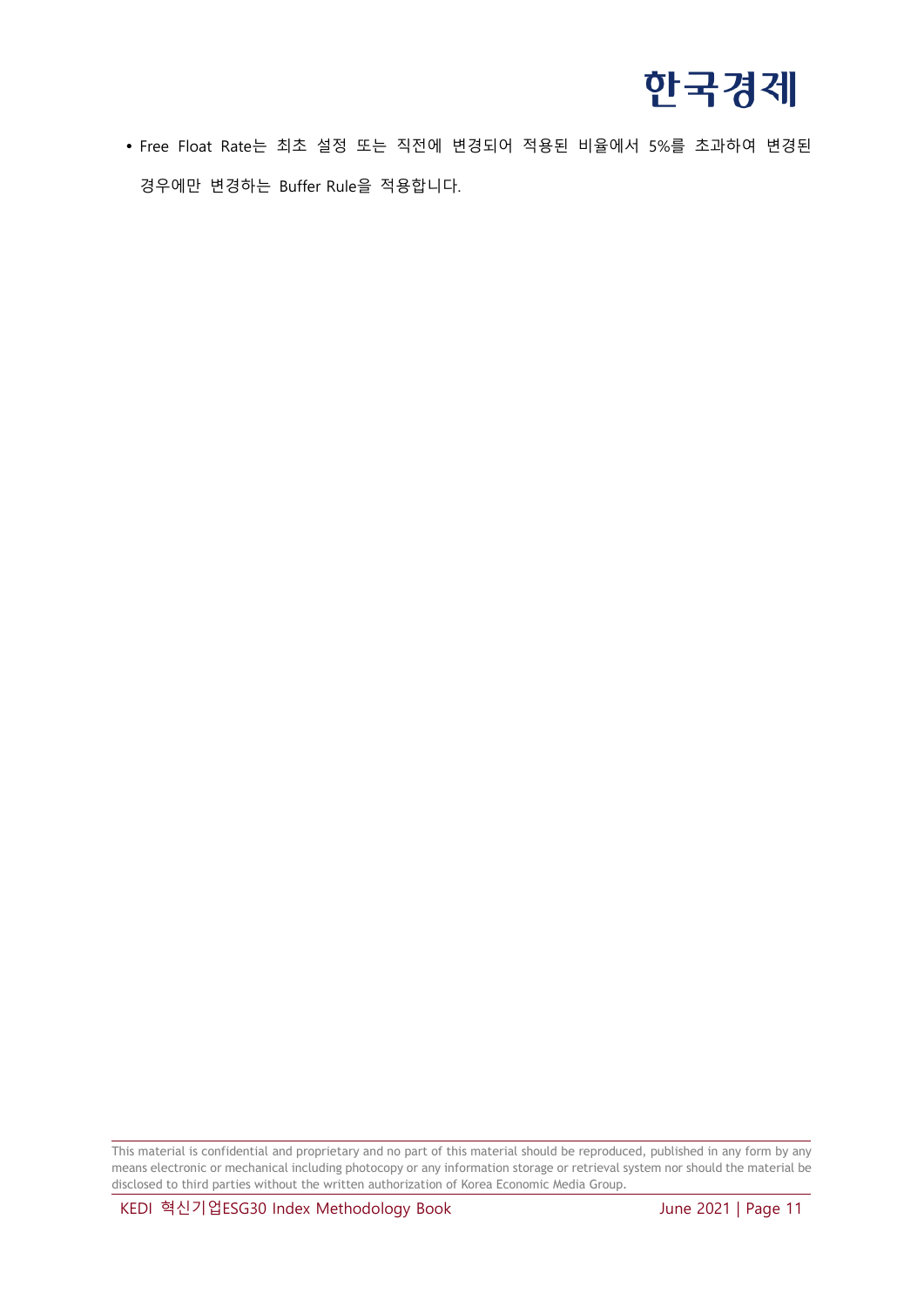- Free Float Rate는 최초 설정 또는 직전에 변경되어 적용된 비율에서 5%를 초과하여 변경된 경우에만 변경하는 Buffer Rule을 적용합니다.

This material is confidential and proprietary and no part of this material should be reproduced, published in any form by any means electronic or mechanical including photocopy or any information storage or retrieval system nor should the material be disclosed to third parties without the written authorization of Korea Economic Media Group.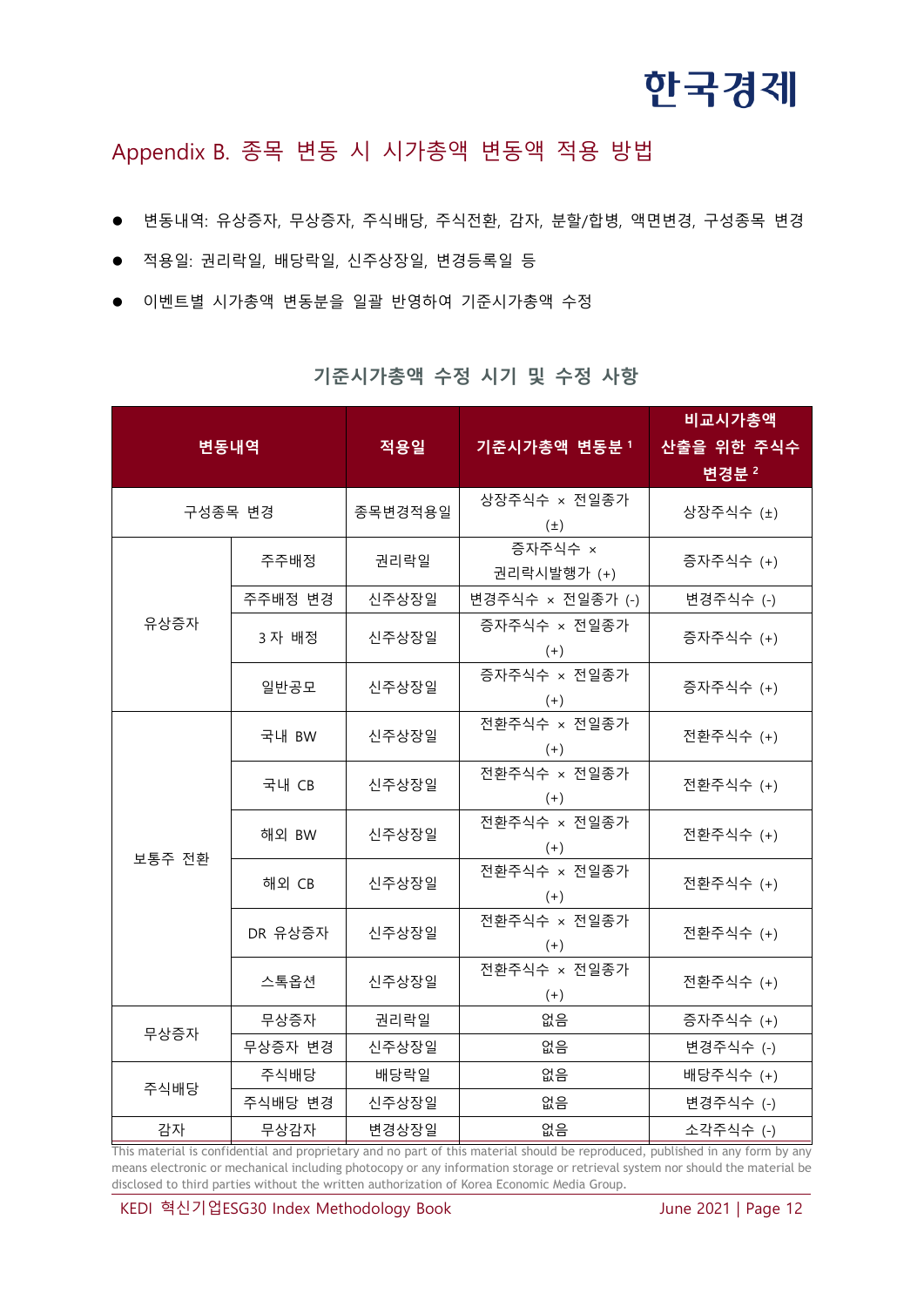## Appendix B. 종목 변동 시 시가총액 변동액 적용 방법

- 변동내역: 유상증자, 무상증자, 주식배당, 주식전환, 감자, 분할/합병, 액면변경, 구성종목 변경
- 적용일: 권리락일, 배당락일, 신주상장일, 변경등록일 등
- 이벤트별 시가총액 변동분을 일괄 반영하여 기준시가총액 수정

**기준시가총액 수정 시기 및 수정 사항**

| 변동내역 | | 적용일 | 기준시가총액 변동분 [1] | 비교시가총액 산출을 위한 주식수 변경분 [2] |
|---|---|---|---|---|
| 구성종목 변경 | | 종목변경적용일 | 상장주식수 × 전일종가 (±) | 상장주식수 (±) |
| 유상증자 | 주주배정 | 권리락일 | 증자주식수 × 권리락시발행가 (+) | 증자주식수 (+) |
| | 주주배정 변경 | 신주상장일 | 변경주식수 × 전일종가 (-) | 변경주식수 (-) |
| | 3 자 배정 | 신주상장일 | 증자주식수 × 전일종가 (+) | 증자주식수 (+) |
| | 일반공모 | 신주상장일 | 증자주식수 × 전일종가 (+) | 증자주식수 (+) |
| 보통주 전환 | 국내 BW | 신주상장일 | 전환주식수 × 전일종가 (+) | 전환주식수 (+) |
| | 국내 CB | 신주상장일 | 전환주식수 × 전일종가 (+) | 전환주식수 (+) |
| | 해외 BW | 신주상장일 | 전환주식수 × 전일종가 (+) | 전환주식수 (+) |
| | 해외 CB | 신주상장일 | 전환주식수 × 전일종가 (+) | 전환주식수 (+) |
| | DR 유상증자 | 신주상장일 | 전환주식수 × 전일종가 (+) | 전환주식수 (+) |
| | 스톡옵션 | 신주상장일 | 전환주식수 × 전일종가 (+) | 전환주식수 (+) |
| 무상증자 | 무상증자 | 권리락일 | 없음 | 증자주식수 (+) |
| | 무상증자 변경 | 신주상장일 | 없음 | 변경주식수 (-) |
| 주식배당 | 주식배당 | 배당락일 | 없음 | 배당주식수 (+) |
| | 주식배당 변경 | 신주상장일 | 없음 | 변경주식수 (-) |
| 감자 | 무상감자 | 변경상장일 | 없음 | 소각주식수 (-) |

This material is confidential and proprietary and no part of this material should be reproduced, published in any form by any means electronic or mechanical including photocopy or any information storage or retrieval system nor should the material be disclosed to third parties without the written authorization of Korea Economic Media Group.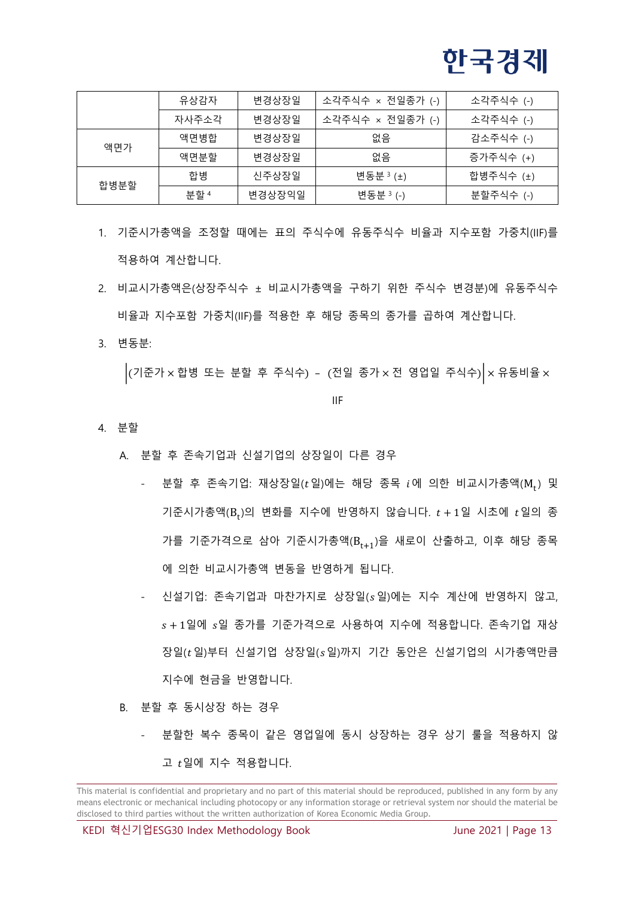| | | | | |
|---|---|---|---|---|
| | 유상감자 | 변경상장일 | 소각주식수 × 전일종가 (-) | 소각주식수 (-) |
| | 자사주소각 | 변경상장일 | 소각주식수 × 전일종가 (-) | 소각주식수 (-) |
| 액면가 | 액면병합 | 변경상장일 | 없음 | 감소주식수 (-) |
| | 액면분할 | 변경상장일 | 없음 | 증가주식수 (+) |
| 합병분할 | 합병 | 신주상장일 | 변동분 [3] (±) | 합병주식수 (±) |
| | 분할 [4] | 변경상장익일 | 변동분 [3] (-) | 분할주식수 (-) |

1. 기준시가총액을 조정할 때에는 표의 주식수에 유동주식수 비율과 지수포함 가중치(IIF)를 적용하여 계산합니다.
2. 비교시가총액은(상장주식수 ± 비교시가총액을 구하기 위한 주식수 변경분)에 유동주식수 비율과 지수포함 가중치(IIF)를 적용한 후 해당 종목의 종가를 곱하여 계산합니다.
3. 변동분:

$$\left|(\text{기준가} \times \text{합병 또는 분할 후 주식수}) - (\text{전일 종가} \times \text{전 영업일 주식수})\right| \times \text{유동비율} \times \text{IIF}$$

4. 분할
   A. 분할 후 존속기업과 신설기업의 상장일이 다른 경우
      - 분할 후 존속기업: 재상장일($t$일)에는 해당 종목 $i$에 의한 비교시가총액($M_t$) 및 기준시가총액($B_t$)의 변화를 지수에 반영하지 않습니다. $t+1$일 시초에 $t$일의 종가를 기준가격으로 삼아 기준시가총액($B_{t+1}$)을 새로이 산출하고, 이후 해당 종목에 의한 비교시가총액 변동을 반영하게 됩니다.
      - 신설기업: 존속기업과 마찬가지로 상장일($s$일)에는 지수 계산에 반영하지 않고, $s+1$일에 $s$일 종가를 기준가격으로 사용하여 지수에 적용합니다. 존속기업 재상장일($t$일)부터 신설기업 상장일($s$일)까지 기간 동안은 신설기업의 시가총액만큼 지수에 현금을 반영합니다.

   B. 분할 후 동시상장 하는 경우
      - 분할한 복수 종목이 같은 영업일에 동시 상장하는 경우 상기 룰을 적용하지 않고 $t$일에 지수 적용합니다.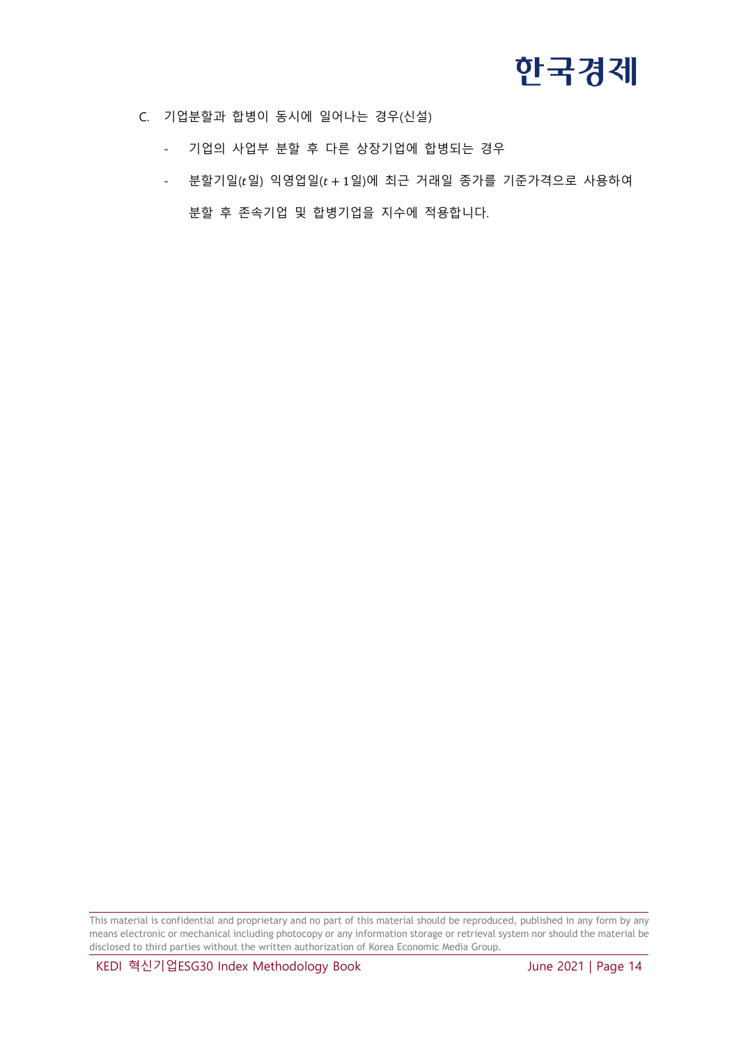C. 기업분할과 합병이 동시에 일어나는 경우(신설)

- 기업의 사업부 분할 후 다른 상장기업에 합병되는 경우
- 분할기일($t$일) 익영업일($t+1$일)에 최근 거래일 종가를 기준가격으로 사용하여 분할 후 존속기업 및 합병기업을 지수에 적용합니다.

This material is confidential and proprietary and no part of this material should be reproduced, published in any form by any means electronic or mechanical including photocopy or any information storage or retrieval system nor should the material be disclosed to third parties without the written authorization of Korea Economic Media Group.